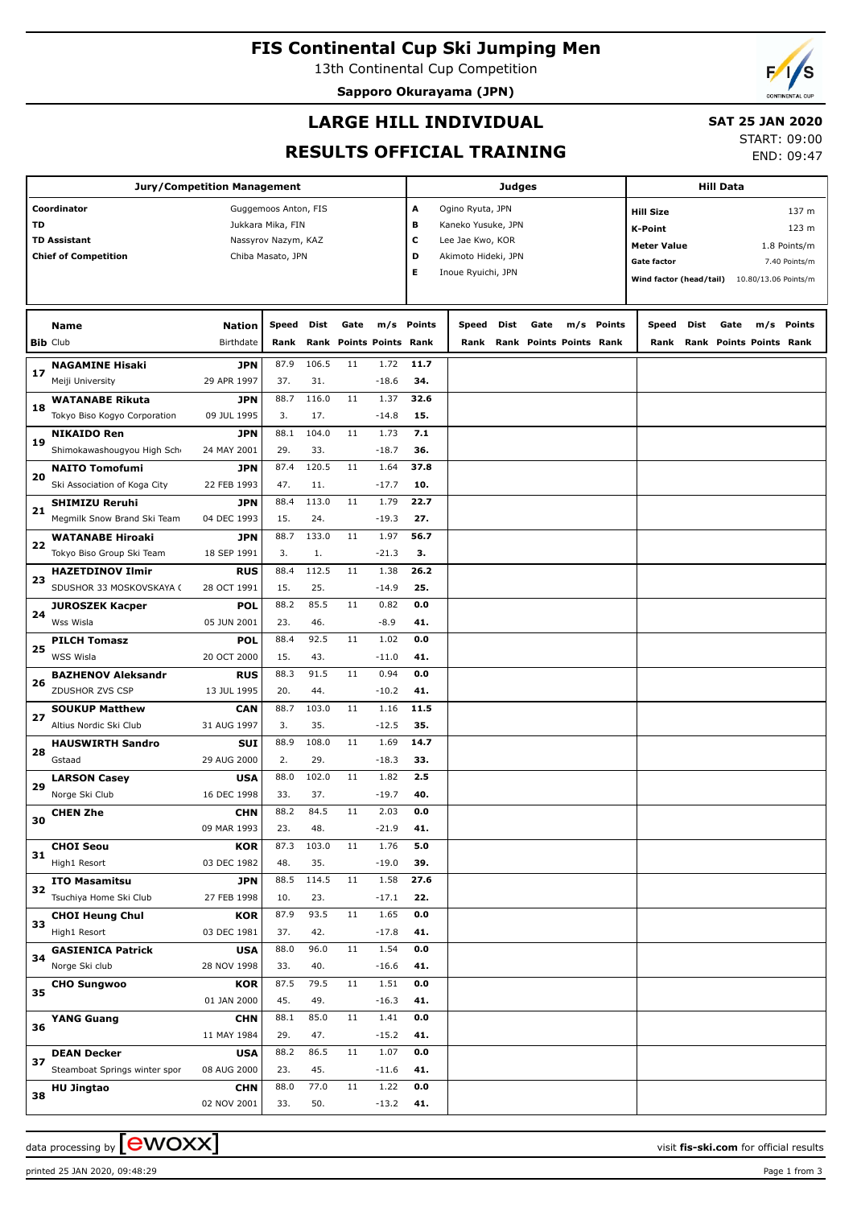# FIS Continental Cup Ski Jumping Men

13th Continental Cup Competition

**Sapporo Okurayama (JPN)**

## LARGE HILL INDIVIDUAL

## RESULTS OFFICIAL TRAINING

**SAT 25 JAN 2020**

START: 09:00
END: 09:47

| Jury/Competition Management | |
|---|---|
| Coordinator | Guggemoos Anton, FIS |
| TD | Jukkara Mika, FIN |
| TD Assistant | Nassyrov Nazym, KAZ |
| Chief of Competition | Chiba Masato, JPN |

| Judges | |
|---|---|
| A | Ogino Ryuta, JPN |
| B | Kaneko Yusuke, JPN |
| C | Lee Jae Kwo, KOR |
| D | Akimoto Hideki, JPN |
| E | Inoue Ryuichi, JPN |

| Hill Data | |
|---|---|
| Hill Size | 137 m |
| K-Point | 123 m |
| Meter Value | 1.8 Points/m |
| Gate factor | 7.40 Points/m |
| Wind factor (head/tail) | 10.80/13.06 Points/m |

| Bib | Name / Club | Nation / Birthdate | Speed / Rank | Dist / Rank | Gate / Points | m/s / Points | Points / Rank | Speed / Rank | Dist / Rank | Gate / Points | m/s / Points | Points / Rank | Speed / Rank | Dist / Rank | Gate / Points | m/s / Points | Points / Rank |
|---|---|---|---|---|---|---|---|---|---|---|---|---|---|---|---|---|---|
| 17 | **NAGAMINE Hisaki** / Meiji University | JPN / 29 APR 1997 | 87.9 / 37. | 106.5 / 31. | 11 | 1.72 / -18.6 | **11.7** / **34.** | | | | | | | | | | |
| 18 | **WATANABE Rikuta** / Tokyo Biso Kogyo Corporation | JPN / 09 JUL 1995 | 88.7 / 3. | 116.0 / 17. | 11 | 1.37 / -14.8 | **32.6** / **15.** | | | | | | | | | | |
| 19 | **NIKAIDO Ren** / Shimokawashougyou High Sch | JPN / 24 MAY 2001 | 88.1 / 29. | 104.0 / 33. | 11 | 1.73 / -18.7 | **7.1** / **36.** | | | | | | | | | | |
| 20 | **NAITO Tomofumi** / Ski Association of Koga City | JPN / 22 FEB 1993 | 87.4 / 47. | 120.5 / 11. | 11 | 1.64 / -17.7 | **37.8** / **10.** | | | | | | | | | | |
| 21 | **SHIMIZU Reruhi** / Megmilk Snow Brand Ski Team | JPN / 04 DEC 1993 | 88.4 / 15. | 113.0 / 24. | 11 | 1.79 / -19.3 | **22.7** / **27.** | | | | | | | | | | |
| 22 | **WATANABE Hiroaki** / Tokyo Biso Group Ski Team | JPN / 18 SEP 1991 | 88.7 / 3. | 133.0 / 1. | 11 | 1.97 / -21.3 | **56.7** / **3.** | | | | | | | | | | |
| 23 | **HAZETDINOV Ilmir** / SDUSHOR 33 MOSKOVSKAYA ( | RUS / 28 OCT 1991 | 88.4 / 15. | 112.5 / 25. | 11 | 1.38 / -14.9 | **26.2** / **25.** | | | | | | | | | | |
| 24 | **JUROSZEK Kacper** / Wss Wisla | POL / 05 JUN 2001 | 88.2 / 23. | 85.5 / 46. | 11 | 0.82 / -8.9 | **0.0** / **41.** | | | | | | | | | | |
| 25 | **PILCH Tomasz** / WSS Wisla | POL / 20 OCT 2000 | 88.4 / 15. | 92.5 / 43. | 11 | 1.02 / -11.0 | **0.0** / **41.** | | | | | | | | | | |
| 26 | **BAZHENOV Aleksandr** / ZDUSHOR ZVS CSP | RUS / 13 JUL 1995 | 88.3 / 20. | 91.5 / 44. | 11 | 0.94 / -10.2 | **0.0** / **41.** | | | | | | | | | | |
| 27 | **SOUKUP Matthew** / Altius Nordic Ski Club | CAN / 31 AUG 1997 | 88.7 / 3. | 103.0 / 35. | 11 | 1.16 / -12.5 | **11.5** / **35.** | | | | | | | | | | |
| 28 | **HAUSWIRTH Sandro** / Gstaad | SUI / 29 AUG 2000 | 88.9 / 2. | 108.0 / 29. | 11 | 1.69 / -18.3 | **14.7** / **33.** | | | | | | | | | | |
| 29 | **LARSON Casey** / Norge Ski Club | USA / 16 DEC 1998 | 88.0 / 33. | 102.0 / 37. | 11 | 1.82 / -19.7 | **2.5** / **40.** | | | | | | | | | | |
| 30 | **CHEN Zhe** | CHN / 09 MAR 1993 | 88.2 / 23. | 84.5 / 48. | 11 | 2.03 / -21.9 | **0.0** / **41.** | | | | | | | | | | |
| 31 | **CHOI Seou** / High1 Resort | KOR / 03 DEC 1982 | 87.3 / 48. | 103.0 / 35. | 11 | 1.76 / -19.0 | **5.0** / **39.** | | | | | | | | | | |
| 32 | **ITO Masamitsu** / Tsuchiya Home Ski Club | JPN / 27 FEB 1998 | 88.5 / 10. | 114.5 / 23. | 11 | 1.58 / -17.1 | **27.6** / **22.** | | | | | | | | | | |
| 33 | **CHOI Heung Chul** / High1 Resort | KOR / 03 DEC 1981 | 87.9 / 37. | 93.5 / 42. | 11 | 1.65 / -17.8 | **0.0** / **41.** | | | | | | | | | | |
| 34 | **GASIENICA Patrick** / Norge Ski club | USA / 28 NOV 1998 | 88.0 / 33. | 96.0 / 40. | 11 | 1.54 / -16.6 | **0.0** / **41.** | | | | | | | | | | |
| 35 | **CHO Sungwoo** | KOR / 01 JAN 2000 | 87.5 / 45. | 79.5 / 49. | 11 | 1.51 / -16.3 | **0.0** / **41.** | | | | | | | | | | |
| 36 | **YANG Guang** | CHN / 11 MAY 1984 | 88.1 / 29. | 85.0 / 47. | 11 | 1.41 / -15.2 | **0.0** / **41.** | | | | | | | | | | |
| 37 | **DEAN Decker** / Steamboat Springs winter spor | USA / 08 AUG 2000 | 88.2 / 23. | 86.5 / 45. | 11 | 1.07 / -11.6 | **0.0** / **41.** | | | | | | | | | | |
| 38 | **HU Jingtao** | CHN / 02 NOV 2001 | 88.0 / 33. | 77.0 / 50. | 11 | 1.22 / -13.2 | **0.0** / **41.** | | | | | | | | | | |

data processing by ewoxx — visit **fis-ski.com** for official results

printed 25 JAN 2020, 09:48:29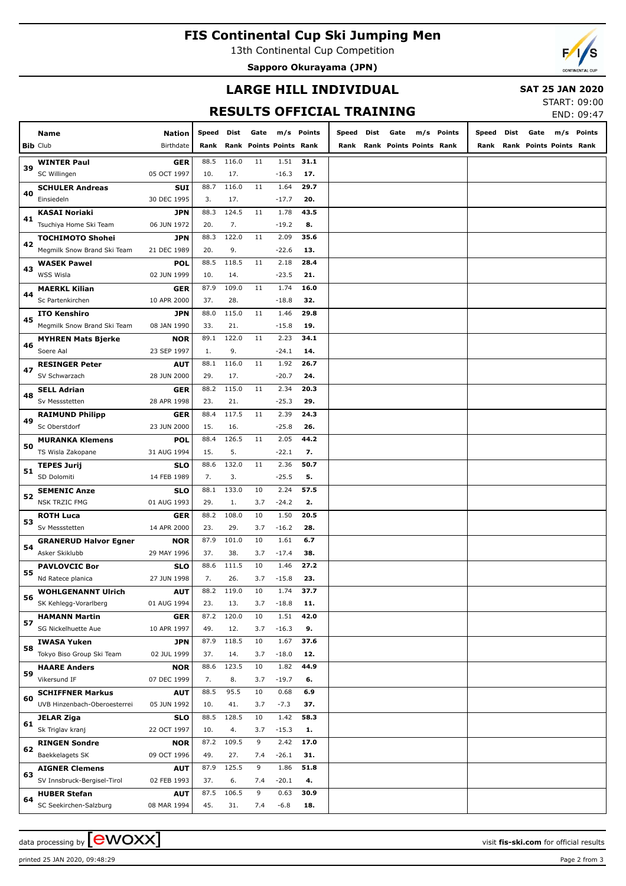# FIS Continental Cup Ski Jumping Men

13th Continental Cup Competition

**Sapporo Okurayama (JPN)**

## LARGE HILL INDIVIDUAL

**SAT 25 JAN 2020**

START: 09:00
END: 09:47

## RESULTS OFFICIAL TRAINING

| Bib | Name / Club | Nation / Birthdate | Speed / Rank | Dist / Rank | Gate / Points | m/s / Points | Points / Rank | Speed / Rank | Dist / Rank | Gate / Points | m/s / Points | Points / Rank | Speed / Rank | Dist / Rank | Gate / Points | m/s / Points | Points / Rank |
|---|---|---|---|---|---|---|---|---|---|---|---|---|---|---|---|---|---|
| 39 | **WINTER Paul** SC Willingen | **GER** 05 OCT 1997 | 88.5 10. | 116.0 17. | 11 | 1.51 -16.3 | **31.1** **17.** | | | | | | | | | | |
| 40 | **SCHULER Andreas** Einsiedeln | **SUI** 30 DEC 1995 | 88.7 3. | 116.0 17. | 11 | 1.64 -17.7 | **29.7** **20.** | | | | | | | | | | |
| 41 | **KASAI Noriaki** Tsuchiya Home Ski Team | **JPN** 06 JUN 1972 | 88.3 20. | 124.5 7. | 11 | 1.78 -19.2 | **43.5** **8.** | | | | | | | | | | |
| 42 | **TOCHIMOTO Shohei** Megmilk Snow Brand Ski Team | **JPN** 21 DEC 1989 | 88.3 20. | 122.0 9. | 11 | 2.09 -22.6 | **35.6** **13.** | | | | | | | | | | |
| 43 | **WASEK Pawel** WSS Wisla | **POL** 02 JUN 1999 | 88.5 10. | 118.5 14. | 11 | 2.18 -23.5 | **28.4** **21.** | | | | | | | | | | |
| 44 | **MAERKL Kilian** Sc Partenkirchen | **GER** 10 APR 2000 | 87.9 37. | 109.0 28. | 11 | 1.74 -18.8 | **16.0** **32.** | | | | | | | | | | |
| 45 | **ITO Kenshiro** Megmilk Snow Brand Ski Team | **JPN** 08 JAN 1990 | 88.0 33. | 115.0 21. | 11 | 1.46 -15.8 | **29.8** **19.** | | | | | | | | | | |
| 46 | **MYHREN Mats Bjerke** Soere Aal | **NOR** 23 SEP 1997 | 89.1 1. | 122.0 9. | 11 | 2.23 -24.1 | **34.1** **14.** | | | | | | | | | | |
| 47 | **RESINGER Peter** SV Schwarzach | **AUT** 28 JUN 2000 | 88.1 29. | 116.0 17. | 11 | 1.92 -20.7 | **26.7** **24.** | | | | | | | | | | |
| 48 | **SELL Adrian** Sv Messstetten | **GER** 28 APR 1998 | 88.2 23. | 115.0 21. | 11 | 2.34 -25.3 | **20.3** **29.** | | | | | | | | | | |
| 49 | **RAIMUND Philipp** Sc Oberstdorf | **GER** 23 JUN 2000 | 88.4 15. | 117.5 16. | 11 | 2.39 -25.8 | **24.3** **26.** | | | | | | | | | | |
| 50 | **MURANKA Klemens** TS Wisla Zakopane | **POL** 31 AUG 1994 | 88.4 15. | 126.5 5. | 11 | 2.05 -22.1 | **44.2** **7.** | | | | | | | | | | |
| 51 | **TEPES Jurij** SD Dolomiti | **SLO** 14 FEB 1989 | 88.6 7. | 132.0 3. | 11 | 2.36 -25.5 | **50.7** **5.** | | | | | | | | | | |
| 52 | **SEMENIC Anze** NSK TRZIC FMG | **SLO** 01 AUG 1993 | 88.1 29. | 133.0 1. | 10 3.7 | 2.24 -24.2 | **57.5** **2.** | | | | | | | | | | |
| 53 | **ROTH Luca** Sv Messstetten | **GER** 14 APR 2000 | 88.2 23. | 108.0 29. | 10 3.7 | 1.50 -16.2 | **20.5** **28.** | | | | | | | | | | |
| 54 | **GRANERUD Halvor Egner** Asker Skiklubb | **NOR** 29 MAY 1996 | 87.9 37. | 101.0 38. | 10 3.7 | 1.61 -17.4 | **6.7** **38.** | | | | | | | | | | |
| 55 | **PAVLOVCIC Bor** Nd Ratece planica | **SLO** 27 JUN 1998 | 88.6 7. | 111.5 26. | 10 3.7 | 1.46 -15.8 | **27.2** **23.** | | | | | | | | | | |
| 56 | **WOHLGENANNT Ulrich** SK Kehlegg-Vorarlberg | **AUT** 01 AUG 1994 | 88.2 23. | 119.0 13. | 10 3.7 | 1.74 -18.8 | **37.7** **11.** | | | | | | | | | | |
| 57 | **HAMANN Martin** SG Nickelhuette Aue | **GER** 10 APR 1997 | 87.2 49. | 120.0 12. | 10 3.7 | 1.51 -16.3 | **42.0** **9.** | | | | | | | | | | |
| 58 | **IWASA Yuken** Tokyo Biso Group Ski Team | **JPN** 02 JUL 1999 | 87.9 37. | 118.5 14. | 10 3.7 | 1.67 -18.0 | **37.6** **12.** | | | | | | | | | | |
| 59 | **HAARE Anders** Vikersund IF | **NOR** 07 DEC 1999 | 88.6 7. | 123.5 8. | 10 3.7 | 1.82 -19.7 | **44.9** **6.** | | | | | | | | | | |
| 60 | **SCHIFFNER Markus** UVB Hinzenbach-Oberoesterrei | **AUT** 05 JUN 1992 | 88.5 10. | 95.5 41. | 10 3.7 | 0.68 -7.3 | **6.9** **37.** | | | | | | | | | | |
| 61 | **JELAR Ziga** Sk Triglav kranj | **SLO** 22 OCT 1997 | 88.5 10. | 128.5 4. | 10 3.7 | 1.42 -15.3 | **58.3** **1.** | | | | | | | | | | |
| 62 | **RINGEN Sondre** Baekkelagets SK | **NOR** 09 OCT 1996 | 87.2 49. | 109.5 27. | 9 7.4 | 2.42 -26.1 | **17.0** **31.** | | | | | | | | | | |
| 63 | **AIGNER Clemens** SV Innsbruck-Bergisel-Tirol | **AUT** 02 FEB 1993 | 87.9 37. | 125.5 6. | 9 7.4 | 1.86 -20.1 | **51.8** **4.** | | | | | | | | | | |
| 64 | **HUBER Stefan** SC Seekirchen-Salzburg | **AUT** 08 MAR 1994 | 87.5 45. | 106.5 31. | 9 7.4 | 0.63 -6.8 | **30.9** **18.** | | | | | | | | | | |

data processing by ewoxx — visit **fis-ski.com** for official results

printed 25 JAN 2020, 09:48:29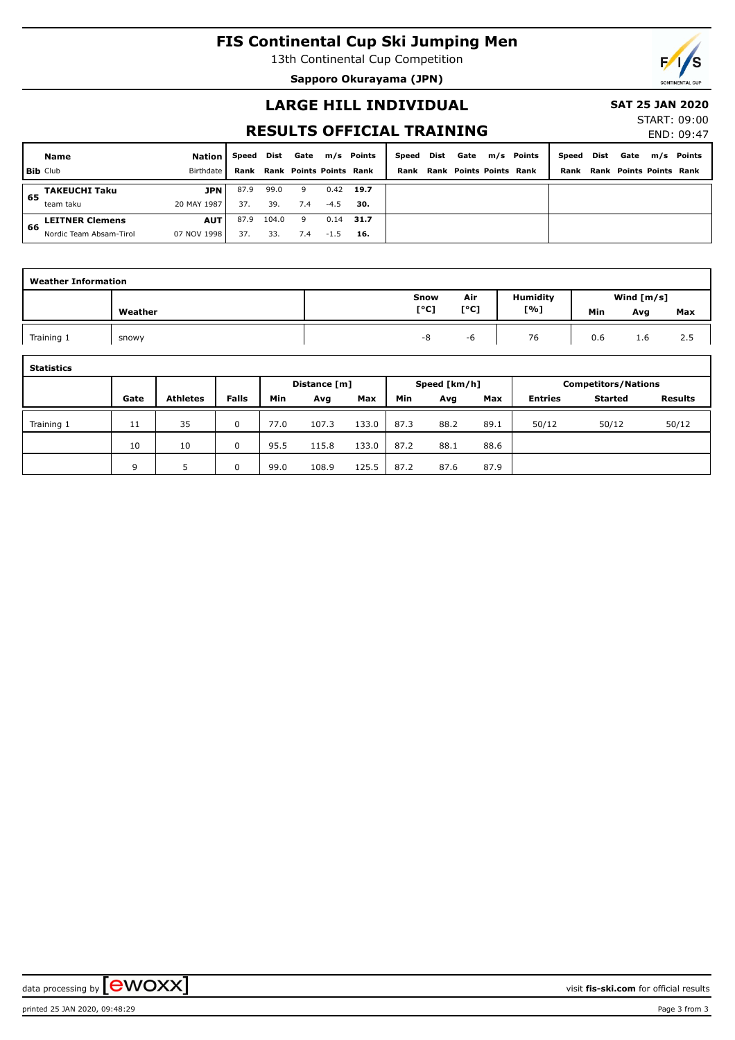# FIS Continental Cup Ski Jumping Men

13th Continental Cup Competition

**Sapporo Okurayama (JPN)**

## LARGE HILL INDIVIDUAL

## RESULTS OFFICIAL TRAINING

**SAT 25 JAN 2020**

START: 09:00

END: 09:47

| Bib | Name / Club | Nation / Birthdate | Speed / Rank | Dist / Rank | Gate / Points | m/s / Points | Points / Rank | Speed / Rank | Dist / Rank | Gate / Points | m/s / Points | Points / Rank | Speed / Rank | Dist / Rank | Gate / Points | m/s / Points | Points / Rank |
|---|---|---|---|---|---|---|---|---|---|---|---|---|---|---|---|---|---|
| 65 | **TAKEUCHI Taku** | **JPN** | 87.9 | 99.0 | 9 | 0.42 | **19.7** | | | | | | | | | | |
| | team taku | 20 MAY 1987 | 37. | 39. | 7.4 | -4.5 | **30.** | | | | | | | | | | |
| 66 | **LEITNER Clemens** | **AUT** | 87.9 | 104.0 | 9 | 0.14 | **31.7** | | | | | | | | | | |
| | Nordic Team Absam-Tirol | 07 NOV 1998 | 37. | 33. | 7.4 | -1.5 | **16.** | | | | | | | | | | |

**Weather Information**

| | Weather | Snow [°C] | Air [°C] | Humidity [%] | Wind [m/s] Min | Avg | Max |
|---|---|---|---|---|---|---|---|
| Training 1 | snowy | -8 | -6 | 76 | 0.6 | 1.6 | 2.5 |

**Statistics**

| | Gate | Athletes | Falls | Distance [m] Min | Avg | Max | Speed [km/h] Min | Avg | Max | Competitors/Nations Entries | Started | Results |
|---|---|---|---|---|---|---|---|---|---|---|---|---|
| Training 1 | 11 | 35 | 0 | 77.0 | 107.3 | 133.0 | 87.3 | 88.2 | 89.1 | 50/12 | 50/12 | 50/12 |
| | 10 | 10 | 0 | 95.5 | 115.8 | 133.0 | 87.2 | 88.1 | 88.6 | | | |
| | 9 | 5 | 0 | 99.0 | 108.9 | 125.5 | 87.2 | 87.6 | 87.9 | | | |

data processing by [ewoxx]

visit **fis-ski.com** for official results

printed 25 JAN 2020, 09:48:29